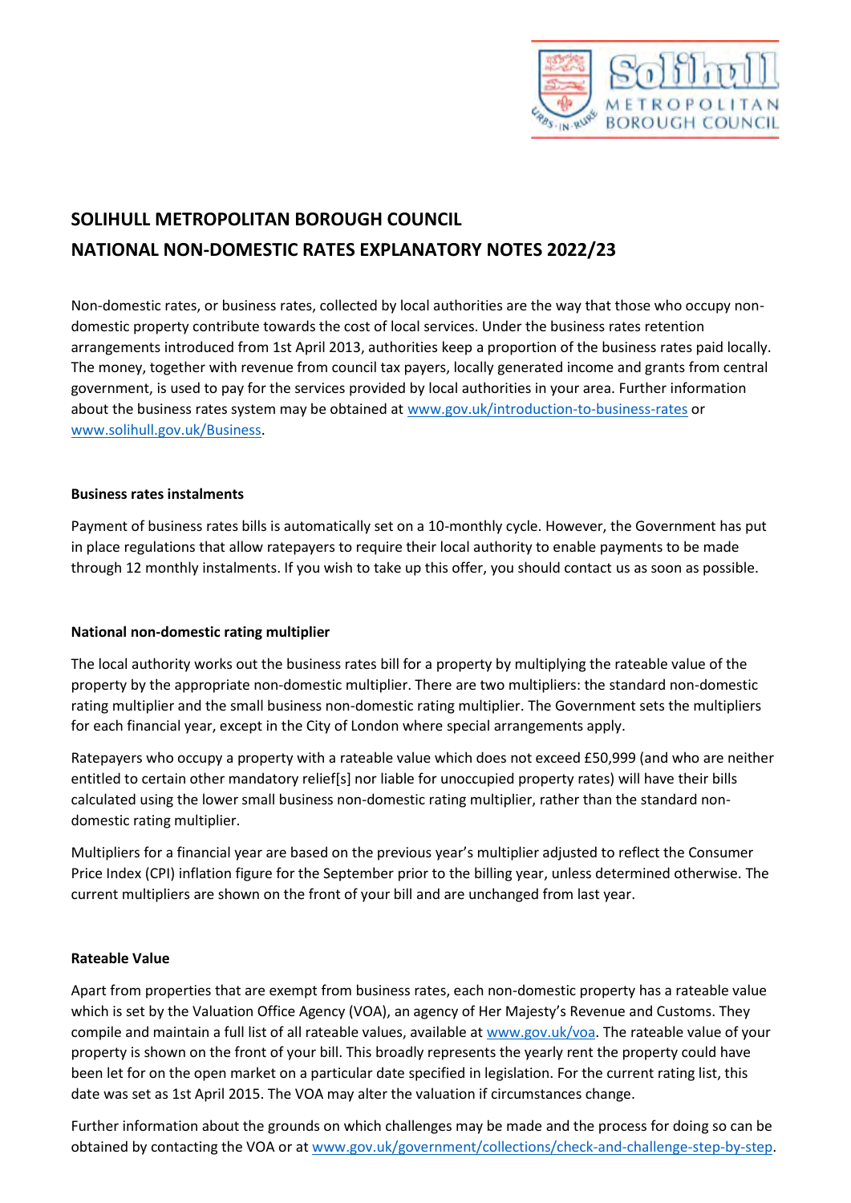# SOLIHULL METROPOLITAN BOROUGH COUNCIL
# NATIONAL NON-DOMESTIC RATES EXPLANATORY NOTES 2022/23

Non-domestic rates, or business rates, collected by local authorities are the way that those who occupy non-domestic property contribute towards the cost of local services. Under the business rates retention arrangements introduced from 1st April 2013, authorities keep a proportion of the business rates paid locally. The money, together with revenue from council tax payers, locally generated income and grants from central government, is used to pay for the services provided by local authorities in your area. Further information about the business rates system may be obtained at www.gov.uk/introduction-to-business-rates or www.solihull.gov.uk/Business.

**Business rates instalments**

Payment of business rates bills is automatically set on a 10-monthly cycle. However, the Government has put in place regulations that allow ratepayers to require their local authority to enable payments to be made through 12 monthly instalments. If you wish to take up this offer, you should contact us as soon as possible.

**National non-domestic rating multiplier**

The local authority works out the business rates bill for a property by multiplying the rateable value of the property by the appropriate non-domestic multiplier. There are two multipliers: the standard non-domestic rating multiplier and the small business non-domestic rating multiplier. The Government sets the multipliers for each financial year, except in the City of London where special arrangements apply.

Ratepayers who occupy a property with a rateable value which does not exceed £50,999 (and who are neither entitled to certain other mandatory relief[s] nor liable for unoccupied property rates) will have their bills calculated using the lower small business non-domestic rating multiplier, rather than the standard non-domestic rating multiplier.

Multipliers for a financial year are based on the previous year's multiplier adjusted to reflect the Consumer Price Index (CPI) inflation figure for the September prior to the billing year, unless determined otherwise. The current multipliers are shown on the front of your bill and are unchanged from last year.

**Rateable Value**

Apart from properties that are exempt from business rates, each non-domestic property has a rateable value which is set by the Valuation Office Agency (VOA), an agency of Her Majesty's Revenue and Customs. They compile and maintain a full list of all rateable values, available at www.gov.uk/voa. The rateable value of your property is shown on the front of your bill. This broadly represents the yearly rent the property could have been let for on the open market on a particular date specified in legislation. For the current rating list, this date was set as 1st April 2015. The VOA may alter the valuation if circumstances change.

Further information about the grounds on which challenges may be made and the process for doing so can be obtained by contacting the VOA or at www.gov.uk/government/collections/check-and-challenge-step-by-step.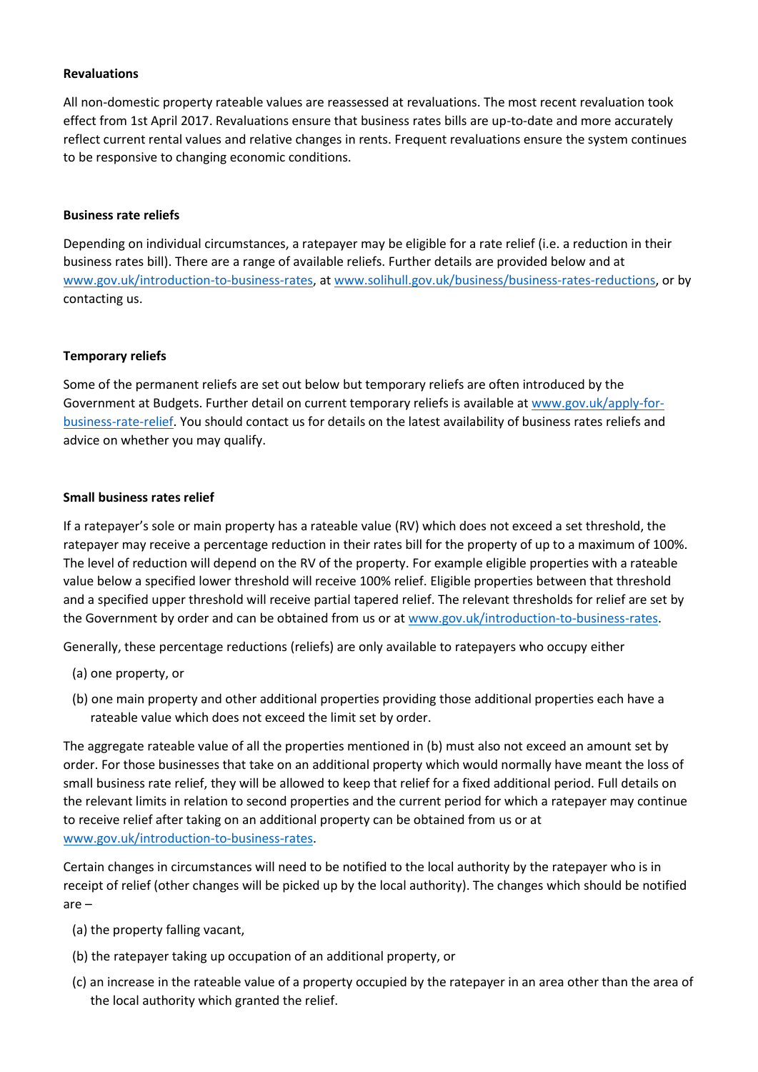**Revaluations**

All non-domestic property rateable values are reassessed at revaluations. The most recent revaluation took effect from 1st April 2017. Revaluations ensure that business rates bills are up-to-date and more accurately reflect current rental values and relative changes in rents. Frequent revaluations ensure the system continues to be responsive to changing economic conditions.

**Business rate reliefs**

Depending on individual circumstances, a ratepayer may be eligible for a rate relief (i.e. a reduction in their business rates bill). There are a range of available reliefs. Further details are provided below and at [www.gov.uk/introduction-to-business-rates](www.gov.uk/introduction-to-business-rates), at [www.solihull.gov.uk/business/business-rates-reductions](www.solihull.gov.uk/business/business-rates-reductions), or by contacting us.

**Temporary reliefs**

Some of the permanent reliefs are set out below but temporary reliefs are often introduced by the Government at Budgets. Further detail on current temporary reliefs is available at [www.gov.uk/apply-for-business-rate-relief](www.gov.uk/apply-for-business-rate-relief). You should contact us for details on the latest availability of business rates reliefs and advice on whether you may qualify.

**Small business rates relief**

If a ratepayer's sole or main property has a rateable value (RV) which does not exceed a set threshold, the ratepayer may receive a percentage reduction in their rates bill for the property of up to a maximum of 100%. The level of reduction will depend on the RV of the property. For example eligible properties with a rateable value below a specified lower threshold will receive 100% relief. Eligible properties between that threshold and a specified upper threshold will receive partial tapered relief. The relevant thresholds for relief are set by the Government by order and can be obtained from us or at [www.gov.uk/introduction-to-business-rates](www.gov.uk/introduction-to-business-rates).

Generally, these percentage reductions (reliefs) are only available to ratepayers who occupy either

(a) one property, or

(b) one main property and other additional properties providing those additional properties each have a rateable value which does not exceed the limit set by order.

The aggregate rateable value of all the properties mentioned in (b) must also not exceed an amount set by order. For those businesses that take on an additional property which would normally have meant the loss of small business rate relief, they will be allowed to keep that relief for a fixed additional period. Full details on the relevant limits in relation to second properties and the current period for which a ratepayer may continue to receive relief after taking on an additional property can be obtained from us or at [www.gov.uk/introduction-to-business-rates](www.gov.uk/introduction-to-business-rates).

Certain changes in circumstances will need to be notified to the local authority by the ratepayer who is in receipt of relief (other changes will be picked up by the local authority). The changes which should be notified are –

(a) the property falling vacant,

(b) the ratepayer taking up occupation of an additional property, or

(c) an increase in the rateable value of a property occupied by the ratepayer in an area other than the area of the local authority which granted the relief.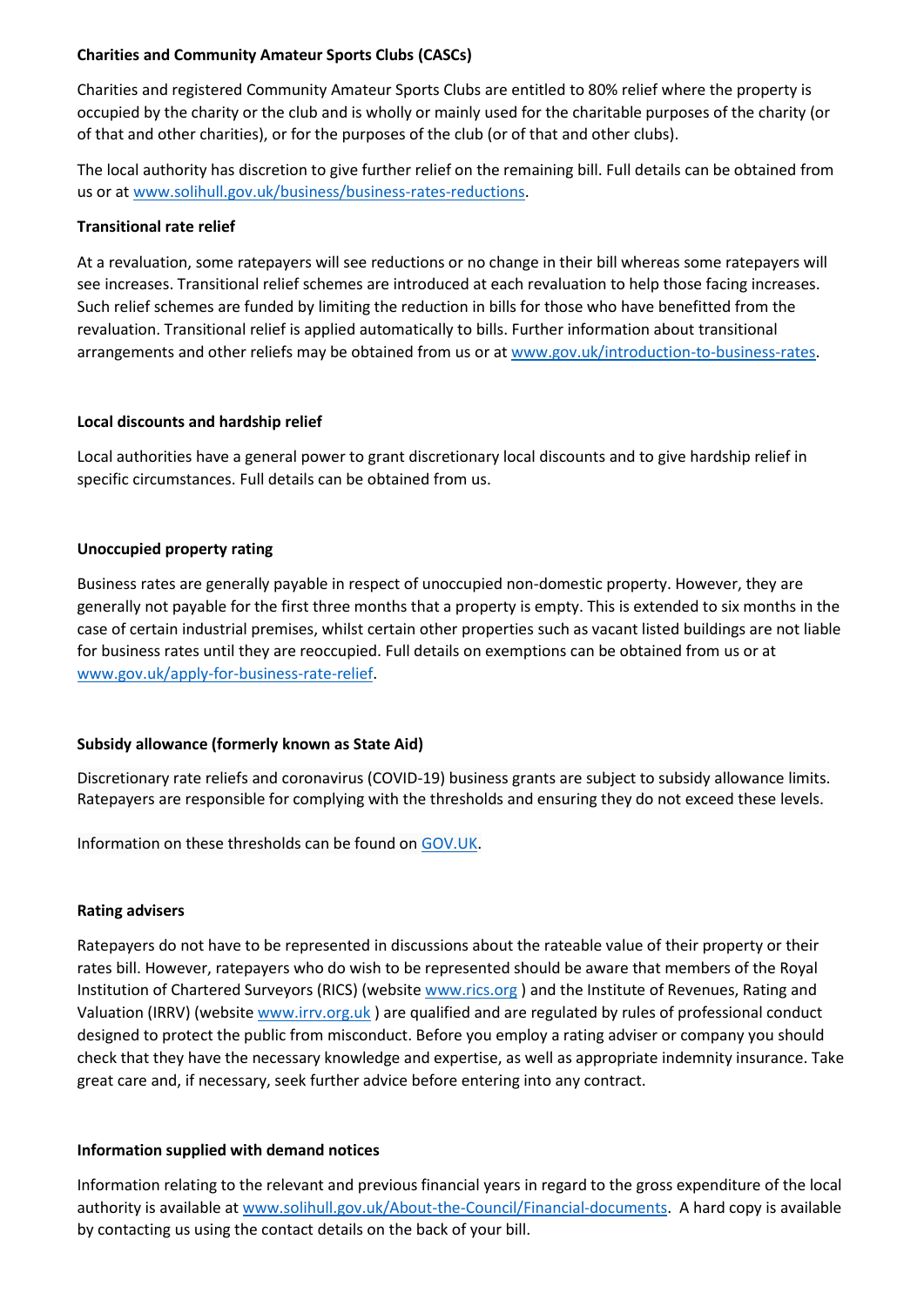**Charities and Community Amateur Sports Clubs (CASCs)**

Charities and registered Community Amateur Sports Clubs are entitled to 80% relief where the property is occupied by the charity or the club and is wholly or mainly used for the charitable purposes of the charity (or of that and other charities), or for the purposes of the club (or of that and other clubs).

The local authority has discretion to give further relief on the remaining bill. Full details can be obtained from us or at www.solihull.gov.uk/business/business-rates-reductions.

**Transitional rate relief**

At a revaluation, some ratepayers will see reductions or no change in their bill whereas some ratepayers will see increases. Transitional relief schemes are introduced at each revaluation to help those facing increases. Such relief schemes are funded by limiting the reduction in bills for those who have benefitted from the revaluation. Transitional relief is applied automatically to bills. Further information about transitional arrangements and other reliefs may be obtained from us or at www.gov.uk/introduction-to-business-rates.

**Local discounts and hardship relief**

Local authorities have a general power to grant discretionary local discounts and to give hardship relief in specific circumstances. Full details can be obtained from us.

**Unoccupied property rating**

Business rates are generally payable in respect of unoccupied non-domestic property. However, they are generally not payable for the first three months that a property is empty. This is extended to six months in the case of certain industrial premises, whilst certain other properties such as vacant listed buildings are not liable for business rates until they are reoccupied. Full details on exemptions can be obtained from us or at www.gov.uk/apply-for-business-rate-relief.

**Subsidy allowance (formerly known as State Aid)**

Discretionary rate reliefs and coronavirus (COVID-19) business grants are subject to subsidy allowance limits. Ratepayers are responsible for complying with the thresholds and ensuring they do not exceed these levels.

Information on these thresholds can be found on GOV.UK.

**Rating advisers**

Ratepayers do not have to be represented in discussions about the rateable value of their property or their rates bill. However, ratepayers who do wish to be represented should be aware that members of the Royal Institution of Chartered Surveyors (RICS) (website www.rics.org ) and the Institute of Revenues, Rating and Valuation (IRRV) (website www.irrv.org.uk ) are qualified and are regulated by rules of professional conduct designed to protect the public from misconduct. Before you employ a rating adviser or company you should check that they have the necessary knowledge and expertise, as well as appropriate indemnity insurance. Take great care and, if necessary, seek further advice before entering into any contract.

**Information supplied with demand notices**

Information relating to the relevant and previous financial years in regard to the gross expenditure of the local authority is available at www.solihull.gov.uk/About-the-Council/Financial-documents. A hard copy is available by contacting us using the contact details on the back of your bill.